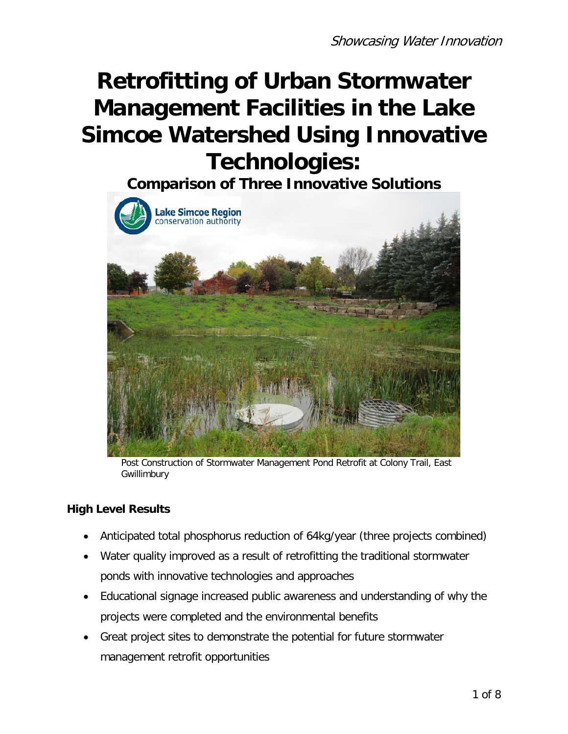# Retrofitting of Urban Stormwater Management Facilities in the Lake Simcoe Watershed Using Innovative Technologies:

## Comparison of Three Innovative Solutions

Post Construction of Stormwater Management Pond Retrofit at Colony Trail, East Gwillimbury

### High Level Results

- Anticipated total phosphorus reduction of 64kg/year (three projects combined)
- Water quality improved as a result of retrofitting the traditional stormwater ponds with innovative technologies and approaches
- Educational signage increased public awareness and understanding of why the projects were completed and the environmental benefits
- Great project sites to demonstrate the potential for future stormwater management retrofit opportunities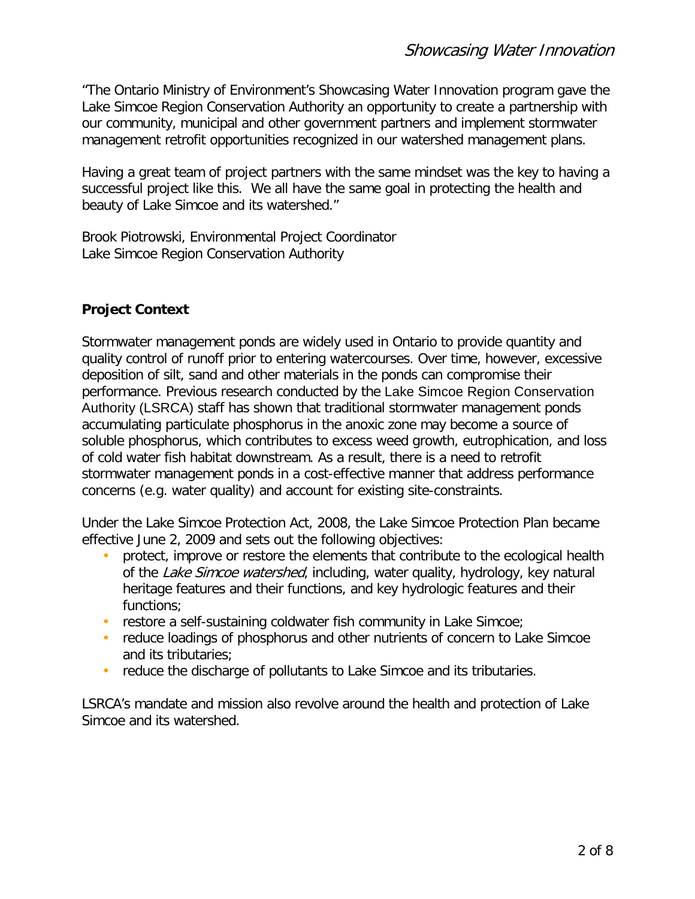"The Ontario Ministry of Environment's Showcasing Water Innovation program gave the Lake Simcoe Region Conservation Authority an opportunity to create a partnership with our community, municipal and other government partners and implement stormwater management retrofit opportunities recognized in our watershed management plans.

Having a great team of project partners with the same mindset was the key to having a successful project like this. We all have the same goal in protecting the health and beauty of Lake Simcoe and its watershed."

Brook Piotrowski, Environmental Project Coordinator
Lake Simcoe Region Conservation Authority

**Project Context**

Stormwater management ponds are widely used in Ontario to provide quantity and quality control of runoff prior to entering watercourses. Over time, however, excessive deposition of silt, sand and other materials in the ponds can compromise their performance. Previous research conducted by the Lake Simcoe Region Conservation Authority (LSRCA) staff has shown that traditional stormwater management ponds accumulating particulate phosphorus in the anoxic zone may become a source of soluble phosphorus, which contributes to excess weed growth, eutrophication, and loss of cold water fish habitat downstream. As a result, there is a need to retrofit stormwater management ponds in a cost-effective manner that address performance concerns (e.g. water quality) and account for existing site-constraints.

Under the Lake Simcoe Protection Act, 2008, the Lake Simcoe Protection Plan became effective June 2, 2009 and sets out the following objectives:

- protect, improve or restore the elements that contribute to the ecological health of the *Lake Simcoe watershed*, including, water quality, hydrology, key natural heritage features and their functions, and key hydrologic features and their functions;
- restore a self-sustaining coldwater fish community in Lake Simcoe;
- reduce loadings of phosphorus and other nutrients of concern to Lake Simcoe and its tributaries;
- reduce the discharge of pollutants to Lake Simcoe and its tributaries.

LSRCA's mandate and mission also revolve around the health and protection of Lake Simcoe and its watershed.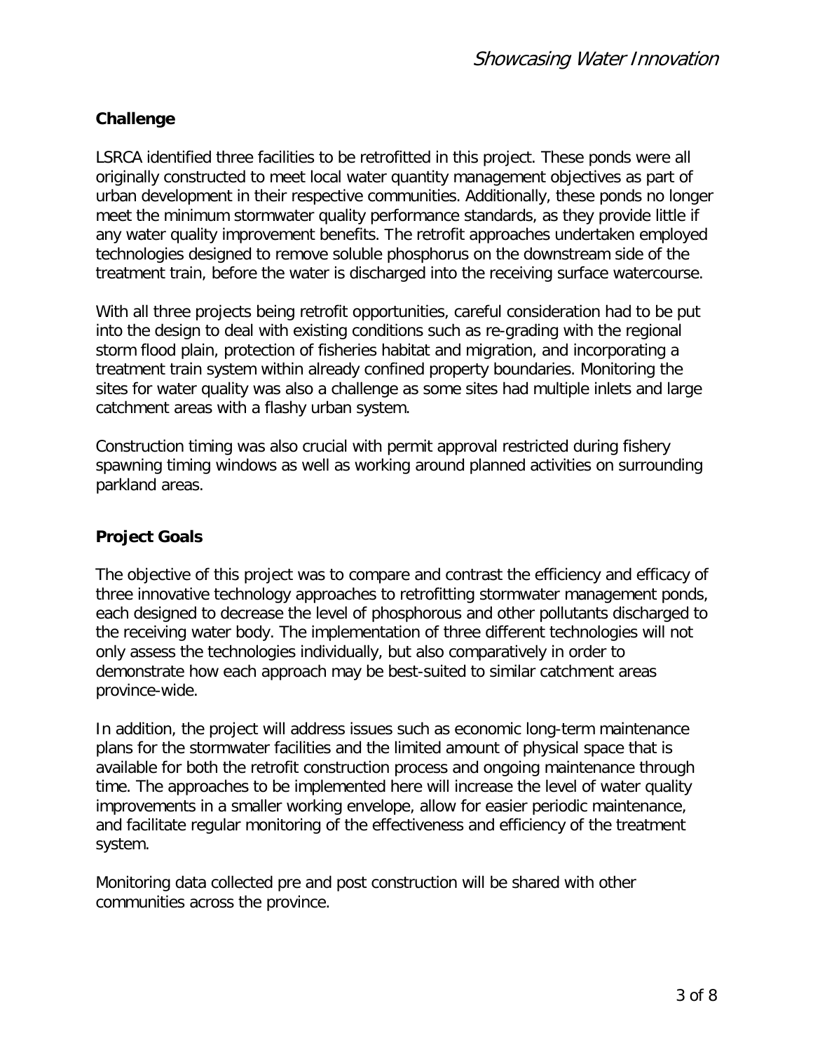## Challenge

LSRCA identified three facilities to be retrofitted in this project. These ponds were all originally constructed to meet local water quantity management objectives as part of urban development in their respective communities. Additionally, these ponds no longer meet the minimum stormwater quality performance standards, as they provide little if any water quality improvement benefits. The retrofit approaches undertaken employed technologies designed to remove soluble phosphorus on the downstream side of the treatment train, before the water is discharged into the receiving surface watercourse.

With all three projects being retrofit opportunities, careful consideration had to be put into the design to deal with existing conditions such as re-grading with the regional storm flood plain, protection of fisheries habitat and migration, and incorporating a treatment train system within already confined property boundaries. Monitoring the sites for water quality was also a challenge as some sites had multiple inlets and large catchment areas with a flashy urban system.

Construction timing was also crucial with permit approval restricted during fishery spawning timing windows as well as working around planned activities on surrounding parkland areas.

## Project Goals

The objective of this project was to compare and contrast the efficiency and efficacy of three innovative technology approaches to retrofitting stormwater management ponds, each designed to decrease the level of phosphorous and other pollutants discharged to the receiving water body. The implementation of three different technologies will not only assess the technologies individually, but also comparatively in order to demonstrate how each approach may be best-suited to similar catchment areas province-wide.

In addition, the project will address issues such as economic long-term maintenance plans for the stormwater facilities and the limited amount of physical space that is available for both the retrofit construction process and ongoing maintenance through time. The approaches to be implemented here will increase the level of water quality improvements in a smaller working envelope, allow for easier periodic maintenance, and facilitate regular monitoring of the effectiveness and efficiency of the treatment system.

Monitoring data collected pre and post construction will be shared with other communities across the province.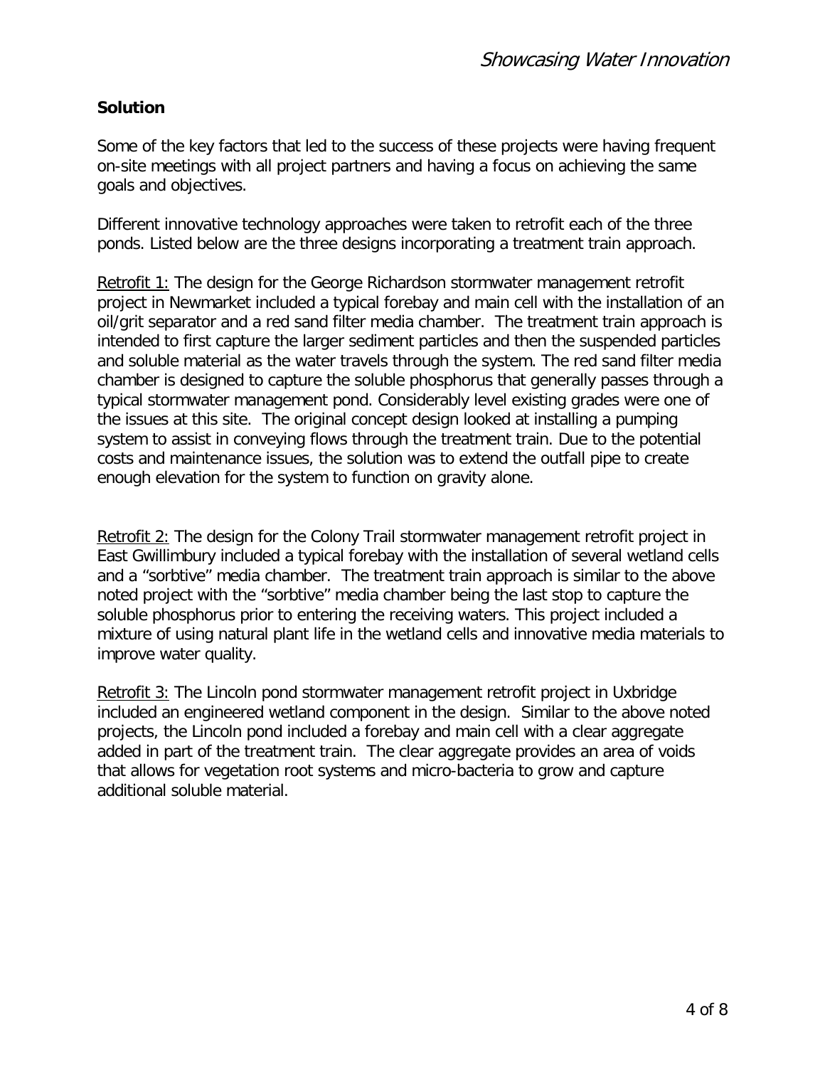## Solution

Some of the key factors that led to the success of these projects were having frequent on-site meetings with all project partners and having a focus on achieving the same goals and objectives.

Different innovative technology approaches were taken to retrofit each of the three ponds. Listed below are the three designs incorporating a treatment train approach.

<u>Retrofit 1:</u> The design for the George Richardson stormwater management retrofit project in Newmarket included a typical forebay and main cell with the installation of an oil/grit separator and a red sand filter media chamber. The treatment train approach is intended to first capture the larger sediment particles and then the suspended particles and soluble material as the water travels through the system. The red sand filter media chamber is designed to capture the soluble phosphorus that generally passes through a typical stormwater management pond. Considerably level existing grades were one of the issues at this site. The original concept design looked at installing a pumping system to assist in conveying flows through the treatment train. Due to the potential costs and maintenance issues, the solution was to extend the outfall pipe to create enough elevation for the system to function on gravity alone.

<u>Retrofit 2:</u> The design for the Colony Trail stormwater management retrofit project in East Gwillimbury included a typical forebay with the installation of several wetland cells and a “sorbtive” media chamber. The treatment train approach is similar to the above noted project with the “sorbtive” media chamber being the last stop to capture the soluble phosphorus prior to entering the receiving waters. This project included a mixture of using natural plant life in the wetland cells and innovative media materials to improve water quality.

<u>Retrofit 3:</u> The Lincoln pond stormwater management retrofit project in Uxbridge included an engineered wetland component in the design. Similar to the above noted projects, the Lincoln pond included a forebay and main cell with a clear aggregate added in part of the treatment train. The clear aggregate provides an area of voids that allows for vegetation root systems and micro-bacteria to grow and capture additional soluble material.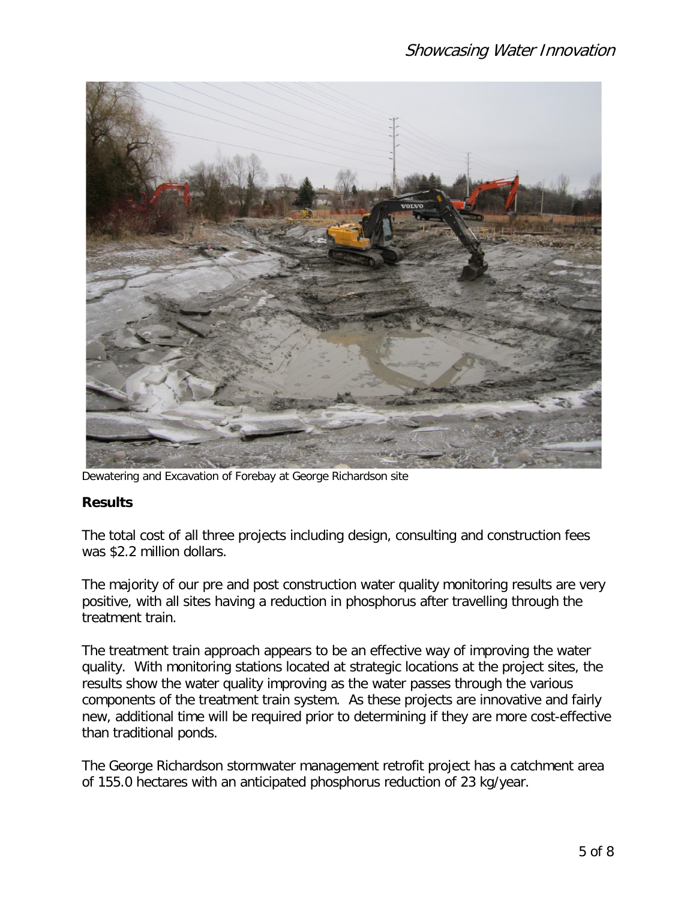Dewatering and Excavation of Forebay at George Richardson site

## Results

The total cost of all three projects including design, consulting and construction fees was $2.2 million dollars.

The majority of our pre and post construction water quality monitoring results are very positive, with all sites having a reduction in phosphorus after travelling through the treatment train.

The treatment train approach appears to be an effective way of improving the water quality. With monitoring stations located at strategic locations at the project sites, the results show the water quality improving as the water passes through the various components of the treatment train system. As these projects are innovative and fairly new, additional time will be required prior to determining if they are more cost-effective than traditional ponds.

The George Richardson stormwater management retrofit project has a catchment area of 155.0 hectares with an anticipated phosphorus reduction of 23 kg/year.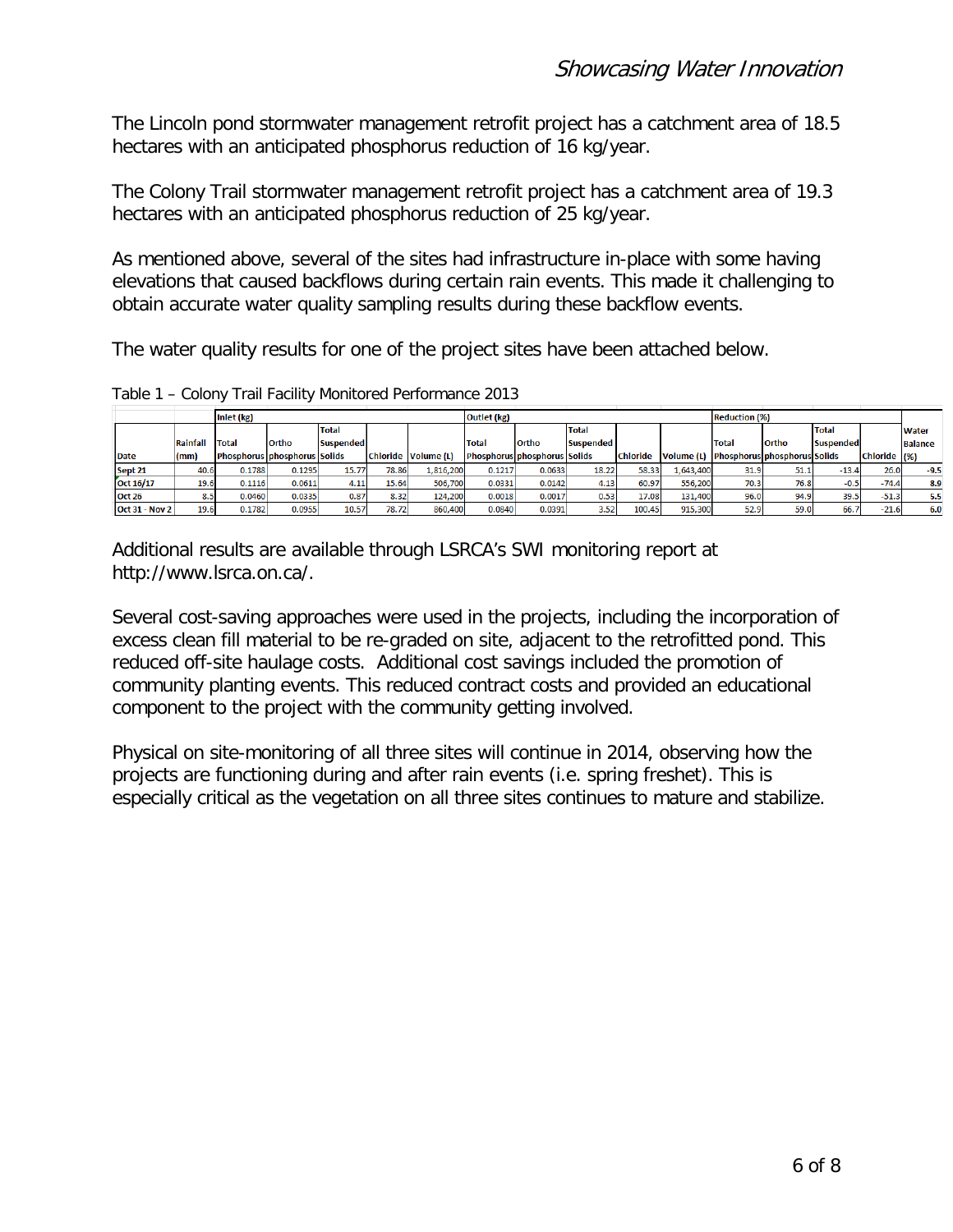The Lincoln pond stormwater management retrofit project has a catchment area of 18.5 hectares with an anticipated phosphorus reduction of 16 kg/year.

The Colony Trail stormwater management retrofit project has a catchment area of 19.3 hectares with an anticipated phosphorus reduction of 25 kg/year.

As mentioned above, several of the sites had infrastructure in-place with some having elevations that caused backflows during certain rain events. This made it challenging to obtain accurate water quality sampling results during these backflow events.

The water quality results for one of the project sites have been attached below.

Table 1 – Colony Trail Facility Monitored Performance 2013

| | | Inlet (kg) | | | | | Outlet (kg) | | | | | Reduction (%) | | | | |
|---|---|---|---|---|---|---|---|---|---|---|---|---|---|---|---|---|
| Date | Rainfall (mm) | Total Phosphorus | Ortho phosphorus | Total Suspended Solids | Chloride | Volume (L) | Total Phosphorus | Ortho phosphorus | Total Suspended Solids | Chloride | Volume (L) | Total Phosphorus | Ortho phosphorus | Total Suspended Solids | Chloride | Water Balance (%) |
| Sept 21 | 40.6 | 0.1788 | 0.1295 | 15.77 | 78.86 | 1,816,200 | 0.1217 | 0.0633 | 18.22 | 58.33 | 1,643,400 | 31.9 | 51.1 | -13.4 | 26.0 | -9.5 |
| Oct 16/17 | 19.6 | 0.1116 | 0.0611 | 4.11 | 15.64 | 506,700 | 0.0331 | 0.0142 | 4.13 | 60.97 | 556,200 | 70.3 | 76.8 | -0.5 | -74.4 | 8.9 |
| Oct 26 | 8.5 | 0.0460 | 0.0335 | 0.87 | 8.32 | 124,200 | 0.0018 | 0.0017 | 0.53 | 17.08 | 131,400 | 96.0 | 94.9 | 39.5 | -51.3 | 5.5 |
| Oct 31 - Nov 2 | 19.6 | 0.1782 | 0.0955 | 10.57 | 78.72 | 860,400 | 0.0840 | 0.0391 | 3.52 | 100.45 | 915,300 | 52.9 | 59.0 | 66.7 | -21.6 | 6.0 |

Additional results are available through LSRCA's SWI monitoring report at http://www.lsrca.on.ca/.

Several cost-saving approaches were used in the projects, including the incorporation of excess clean fill material to be re-graded on site, adjacent to the retrofitted pond. This reduced off-site haulage costs. Additional cost savings included the promotion of community planting events. This reduced contract costs and provided an educational component to the project with the community getting involved.

Physical on site-monitoring of all three sites will continue in 2014, observing how the projects are functioning during and after rain events (i.e. spring freshet). This is especially critical as the vegetation on all three sites continues to mature and stabilize.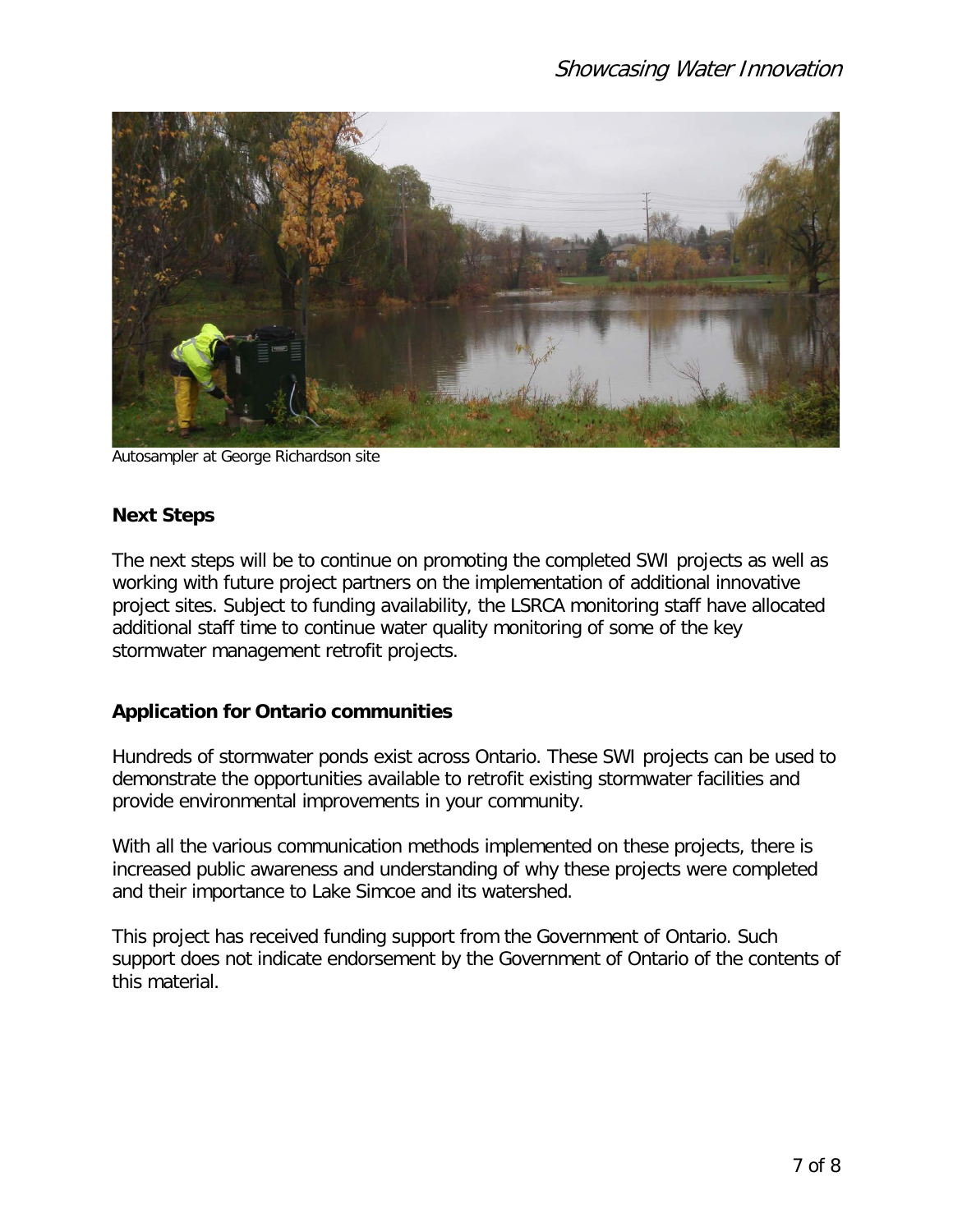Autosampler at George Richardson site

## Next Steps

The next steps will be to continue on promoting the completed SWI projects as well as working with future project partners on the implementation of additional innovative project sites. Subject to funding availability, the LSRCA monitoring staff have allocated additional staff time to continue water quality monitoring of some of the key stormwater management retrofit projects.

## Application for Ontario communities

Hundreds of stormwater ponds exist across Ontario. These SWI projects can be used to demonstrate the opportunities available to retrofit existing stormwater facilities and provide environmental improvements in your community.

With all the various communication methods implemented on these projects, there is increased public awareness and understanding of why these projects were completed and their importance to Lake Simcoe and its watershed.

This project has received funding support from the Government of Ontario. Such support does not indicate endorsement by the Government of Ontario of the contents of this material.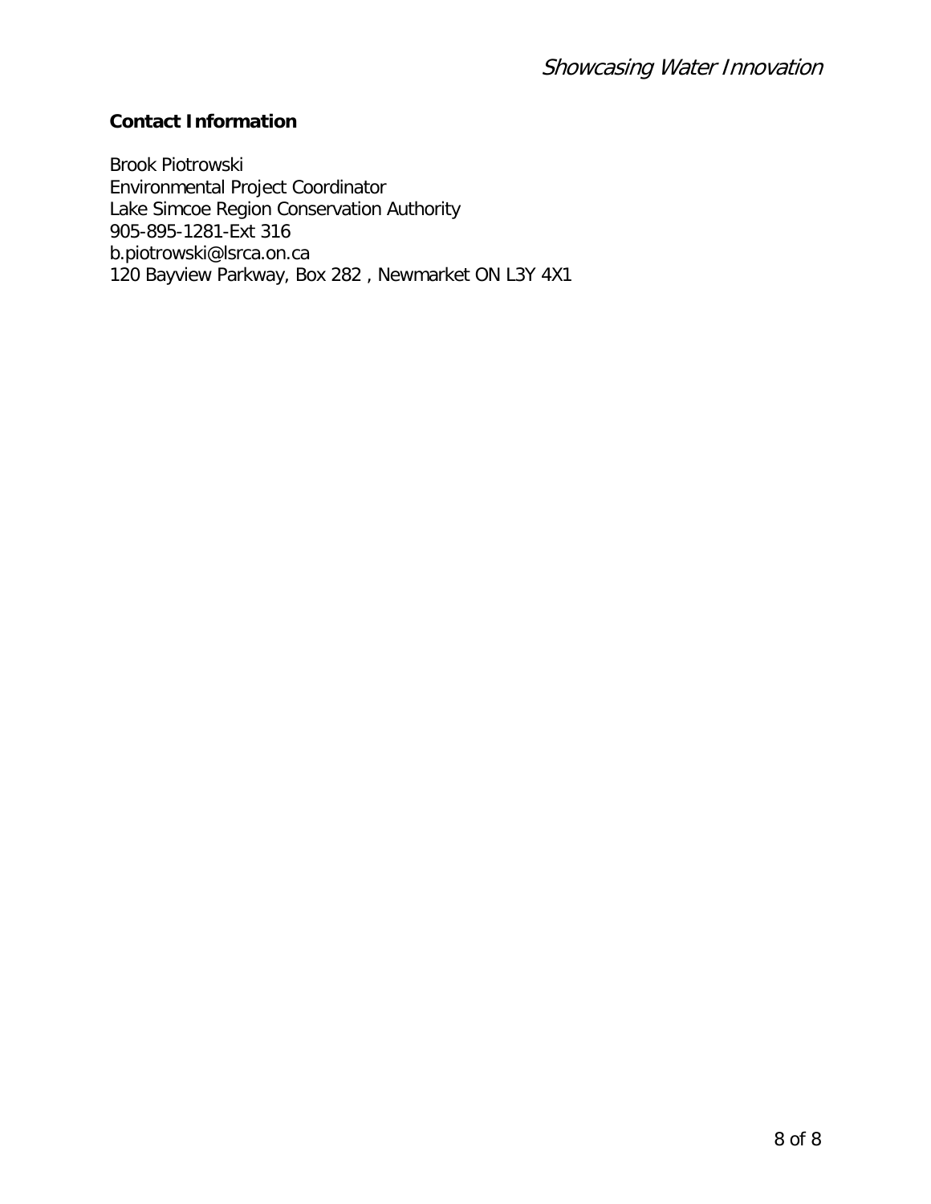**Contact Information**

Brook Piotrowski
Environmental Project Coordinator
Lake Simcoe Region Conservation Authority
905-895-1281-Ext 316
b.piotrowski@lsrca.on.ca
120 Bayview Parkway, Box 282 , Newmarket ON L3Y 4X1